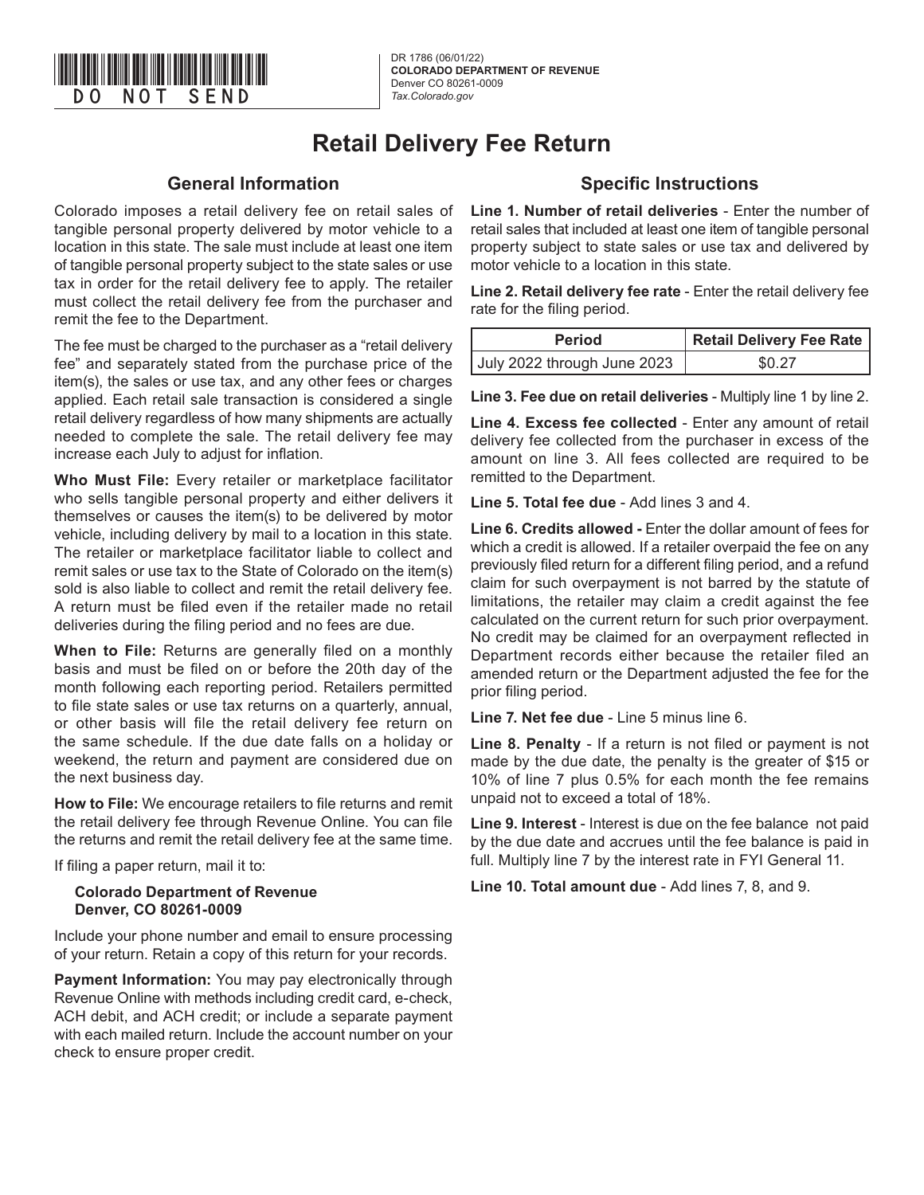DO NOT SEND

DR 1786 (06/01/22)
**COLORADO DEPARTMENT OF REVENUE**
Denver CO 80261-0009
*Tax.Colorado.gov*

# Retail Delivery Fee Return

## General Information

Colorado imposes a retail delivery fee on retail sales of tangible personal property delivered by motor vehicle to a location in this state. The sale must include at least one item of tangible personal property subject to the state sales or use tax in order for the retail delivery fee to apply. The retailer must collect the retail delivery fee from the purchaser and remit the fee to the Department.

The fee must be charged to the purchaser as a "retail delivery fee" and separately stated from the purchase price of the item(s), the sales or use tax, and any other fees or charges applied. Each retail sale transaction is considered a single retail delivery regardless of how many shipments are actually needed to complete the sale. The retail delivery fee may increase each July to adjust for inflation.

**Who Must File:** Every retailer or marketplace facilitator who sells tangible personal property and either delivers it themselves or causes the item(s) to be delivered by motor vehicle, including delivery by mail to a location in this state. The retailer or marketplace facilitator liable to collect and remit sales or use tax to the State of Colorado on the item(s) sold is also liable to collect and remit the retail delivery fee. A return must be filed even if the retailer made no retail deliveries during the filing period and no fees are due.

**When to File:** Returns are generally filed on a monthly basis and must be filed on or before the 20th day of the month following each reporting period. Retailers permitted to file state sales or use tax returns on a quarterly, annual, or other basis will file the retail delivery fee return on the same schedule. If the due date falls on a holiday or weekend, the return and payment are considered due on the next business day.

**How to File:** We encourage retailers to file returns and remit the retail delivery fee through Revenue Online. You can file the returns and remit the retail delivery fee at the same time.

If filing a paper return, mail it to:

**Colorado Department of Revenue**
**Denver, CO 80261-0009**

Include your phone number and email to ensure processing of your return. Retain a copy of this return for your records.

**Payment Information:** You may pay electronically through Revenue Online with methods including credit card, e-check, ACH debit, and ACH credit; or include a separate payment with each mailed return. Include the account number on your check to ensure proper credit.

## Specific Instructions

**Line 1. Number of retail deliveries** - Enter the number of retail sales that included at least one item of tangible personal property subject to state sales or use tax and delivered by motor vehicle to a location in this state.

**Line 2. Retail delivery fee rate** - Enter the retail delivery fee rate for the filing period.

| Period | Retail Delivery Fee Rate |
|---|---|
| July 2022 through June 2023 | $0.27 |

**Line 3. Fee due on retail deliveries** - Multiply line 1 by line 2.

**Line 4. Excess fee collected** - Enter any amount of retail delivery fee collected from the purchaser in excess of the amount on line 3. All fees collected are required to be remitted to the Department.

**Line 5. Total fee due** - Add lines 3 and 4.

**Line 6. Credits allowed -** Enter the dollar amount of fees for which a credit is allowed. If a retailer overpaid the fee on any previously filed return for a different filing period, and a refund claim for such overpayment is not barred by the statute of limitations, the retailer may claim a credit against the fee calculated on the current return for such prior overpayment. No credit may be claimed for an overpayment reflected in Department records either because the retailer filed an amended return or the Department adjusted the fee for the prior filing period.

**Line 7. Net fee due** - Line 5 minus line 6.

**Line 8. Penalty** - If a return is not filed or payment is not made by the due date, the penalty is the greater of $15 or 10% of line 7 plus 0.5% for each month the fee remains unpaid not to exceed a total of 18%.

**Line 9. Interest** - Interest is due on the fee balance not paid by the due date and accrues until the fee balance is paid in full. Multiply line 7 by the interest rate in FYI General 11.

**Line 10. Total amount due** - Add lines 7, 8, and 9.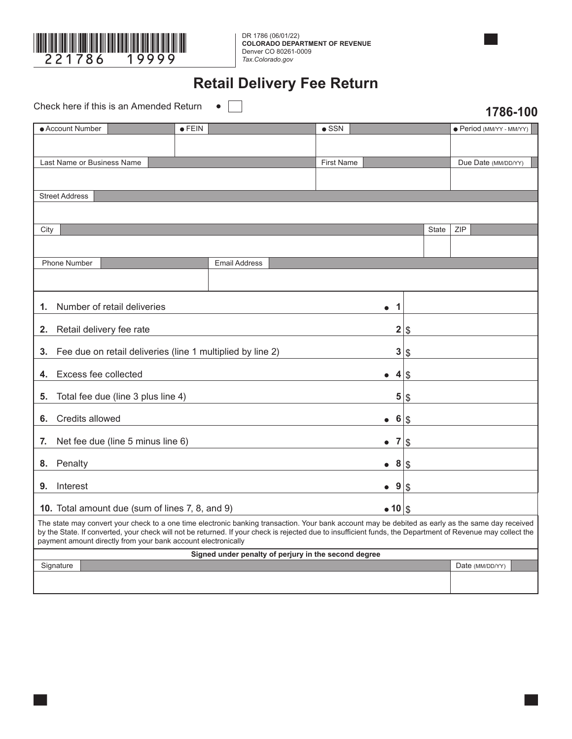221786 19999

DR 1786 (06/01/22)
**COLORADO DEPARTMENT OF REVENUE**
Denver CO 80261-0009
*Tax.Colorado.gov*

# Retail Delivery Fee Return

Check here if this is an Amended Return ● ☐

**1786-100**

| ● Account Number | ● FEIN | ● SSN | ● Period (MM/YY - MM/YY) |
|---|---|---|---|
| | | | |

| Last Name or Business Name | First Name | Due Date (MM/DD/YY) |
|---|---|---|
| | | |

| Street Address |
|---|
| |

| City | State | ZIP |
|---|---|---|
| | | |

| Phone Number | Email Address |
|---|---|
| | |

| | | |
|---|---|---|
| **1.** Number of retail deliveries | ● 1 | |
| **2.** Retail delivery fee rate | 2 | $ |
| **3.** Fee due on retail deliveries (line 1 multiplied by line 2) | 3 | $ |
| **4.** Excess fee collected | ● 4 | $ |
| **5.** Total fee due (line 3 plus line 4) | 5 | $ |
| **6.** Credits allowed | ● 6 | $ |
| **7.** Net fee due (line 5 minus line 6) | ● 7 | $ |
| **8.** Penalty | ● 8 | $ |
| **9.** Interest | ● 9 | $ |
| **10.** Total amount due (sum of lines 7, 8, and 9) | ● 10 | $ |

The state may convert your check to a one time electronic banking transaction. Your bank account may be debited as early as the same day received by the State. If converted, your check will not be returned. If your check is rejected due to insufficient funds, the Department of Revenue may collect the payment amount directly from your bank account electronically

**Signed under penalty of perjury in the second degree**

| Signature | Date (MM/DD/YY) |
|---|---|
| | |